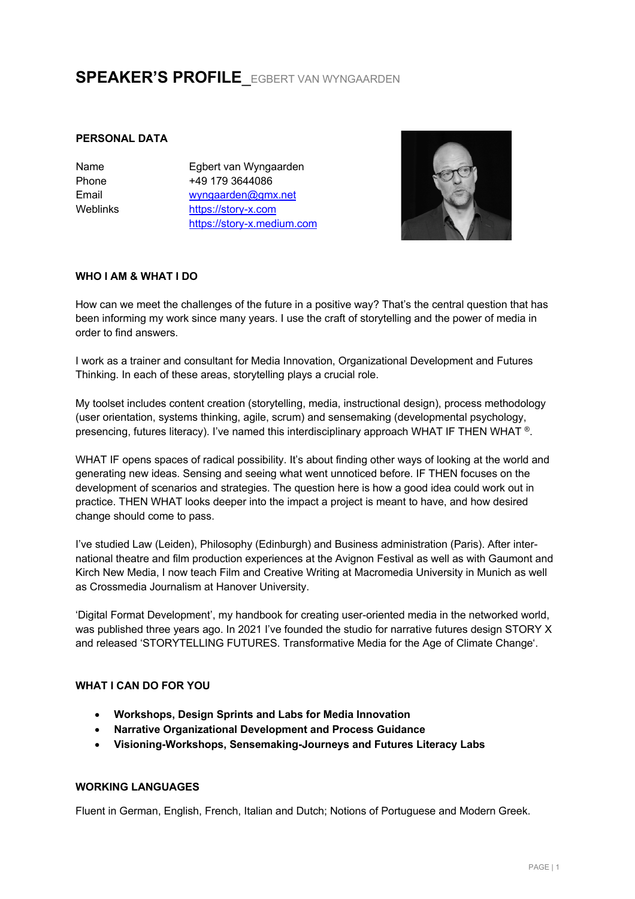# SPEAKER'S PROFILE_EGBERT VAN WYNGAARDEN

## PERSONAL DATA

| | |
|---|---|
| Name | Egbert van Wyngaarden |
| Phone | +49 179 3644086 |
| Email | wyngaarden@gmx.net |
| Weblinks | https://story-x.com<br>https://story-x.medium.com |

## WHO I AM & WHAT I DO

How can we meet the challenges of the future in a positive way? That's the central question that has been informing my work since many years. I use the craft of storytelling and the power of media in order to find answers.

I work as a trainer and consultant for Media Innovation, Organizational Development and Futures Thinking. In each of these areas, storytelling plays a crucial role.

My toolset includes content creation (storytelling, media, instructional design), process methodology (user orientation, systems thinking, agile, scrum) and sensemaking (developmental psychology, presencing, futures literacy). I've named this interdisciplinary approach WHAT IF THEN WHAT ®.

WHAT IF opens spaces of radical possibility. It's about finding other ways of looking at the world and generating new ideas. Sensing and seeing what went unnoticed before. IF THEN focuses on the development of scenarios and strategies. The question here is how a good idea could work out in practice. THEN WHAT looks deeper into the impact a project is meant to have, and how desired change should come to pass.

I've studied Law (Leiden), Philosophy (Edinburgh) and Business administration (Paris). After international theatre and film production experiences at the Avignon Festival as well as with Gaumont and Kirch New Media, I now teach Film and Creative Writing at Macromedia University in Munich as well as Crossmedia Journalism at Hanover University.

'Digital Format Development', my handbook for creating user-oriented media in the networked world, was published three years ago. In 2021 I've founded the studio for narrative futures design STORY X and released 'STORYTELLING FUTURES. Transformative Media for the Age of Climate Change'.

## WHAT I CAN DO FOR YOU

- **Workshops, Design Sprints and Labs for Media Innovation**
- **Narrative Organizational Development and Process Guidance**
- **Visioning-Workshops, Sensemaking-Journeys and Futures Literacy Labs**

## WORKING LANGUAGES

Fluent in German, English, French, Italian and Dutch; Notions of Portuguese and Modern Greek.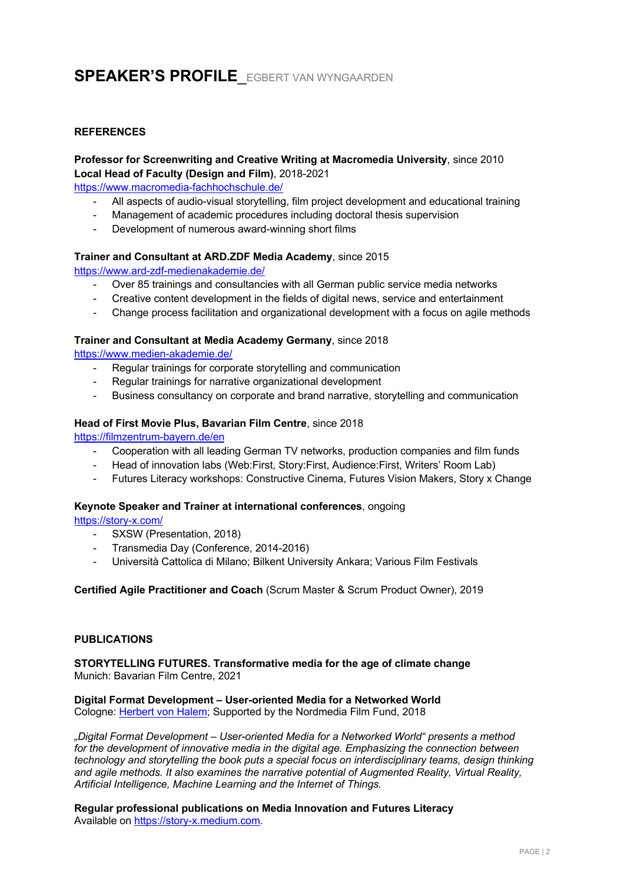# SPEAKER'S PROFILE_EGBERT VAN WYNGAARDEN

## REFERENCES

**Professor for Screenwriting and Creative Writing at Macromedia University**, since 2010
**Local Head of Faculty (Design and Film)**, 2018-2021
https://www.macromedia-fachhochschule.de/

- All aspects of audio-visual storytelling, film project development and educational training
- Management of academic procedures including doctoral thesis supervision
- Development of numerous award-winning short films

**Trainer and Consultant at ARD.ZDF Media Academy**, since 2015
https://www.ard-zdf-medienakademie.de/

- Over 85 trainings and consultancies with all German public service media networks
- Creative content development in the fields of digital news, service and entertainment
- Change process facilitation and organizational development with a focus on agile methods

**Trainer and Consultant at Media Academy Germany**, since 2018
https://www.medien-akademie.de/

- Regular trainings for corporate storytelling and communication
- Regular trainings for narrative organizational development
- Business consultancy on corporate and brand narrative, storytelling and communication

**Head of First Movie Plus, Bavarian Film Centre**, since 2018
https://filmzentrum-bayern.de/en

- Cooperation with all leading German TV networks, production companies and film funds
- Head of innovation labs (Web:First, Story:First, Audience:First, Writers' Room Lab)
- Futures Literacy workshops: Constructive Cinema, Futures Vision Makers, Story x Change

**Keynote Speaker and Trainer at international conferences**, ongoing
https://story-x.com/

- SXSW (Presentation, 2018)
- Transmedia Day (Conference, 2014-2016)
- Università Cattolica di Milano; Bilkent University Ankara; Various Film Festivals

**Certified Agile Practitioner and Coach** (Scrum Master & Scrum Product Owner), 2019

## PUBLICATIONS

**STORYTELLING FUTURES. Transformative media for the age of climate change**
Munich: Bavarian Film Centre, 2021

**Digital Format Development – User-oriented Media for a Networked World**
Cologne: Herbert von Halem; Supported by the Nordmedia Film Fund, 2018

*„Digital Format Development – User-oriented Media for a Networked World" presents a method for the development of innovative media in the digital age. Emphasizing the connection between technology and storytelling the book puts a special focus on interdisciplinary teams, design thinking and agile methods. It also examines the narrative potential of Augmented Reality, Virtual Reality, Artificial Intelligence, Machine Learning and the Internet of Things.*

**Regular professional publications on Media Innovation and Futures Literacy**
Available on https://story-x.medium.com.